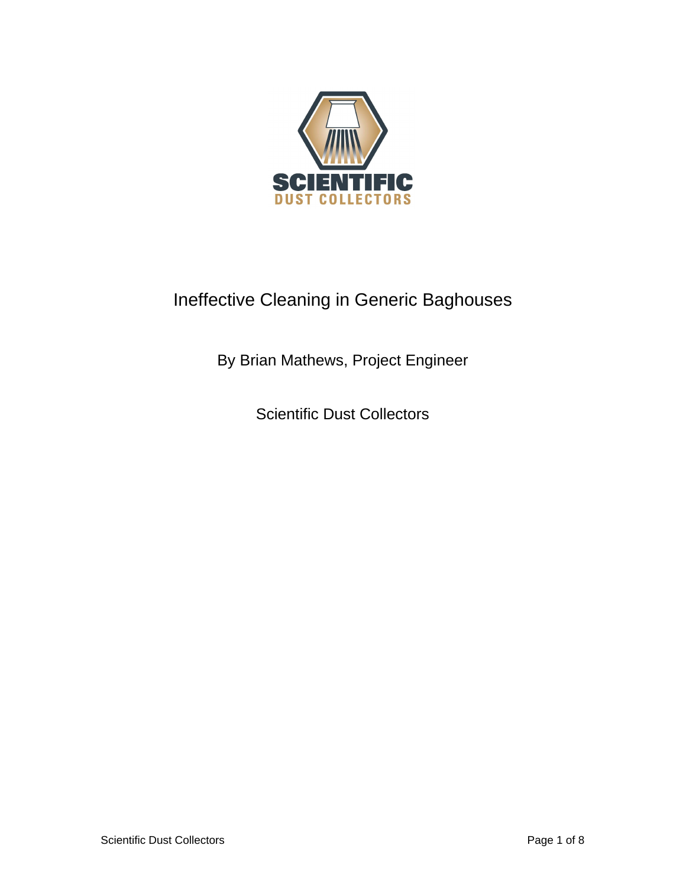SCIENTIFIC
DUST COLLECTORS

# Ineffective Cleaning in Generic Baghouses

By Brian Mathews, Project Engineer

Scientific Dust Collectors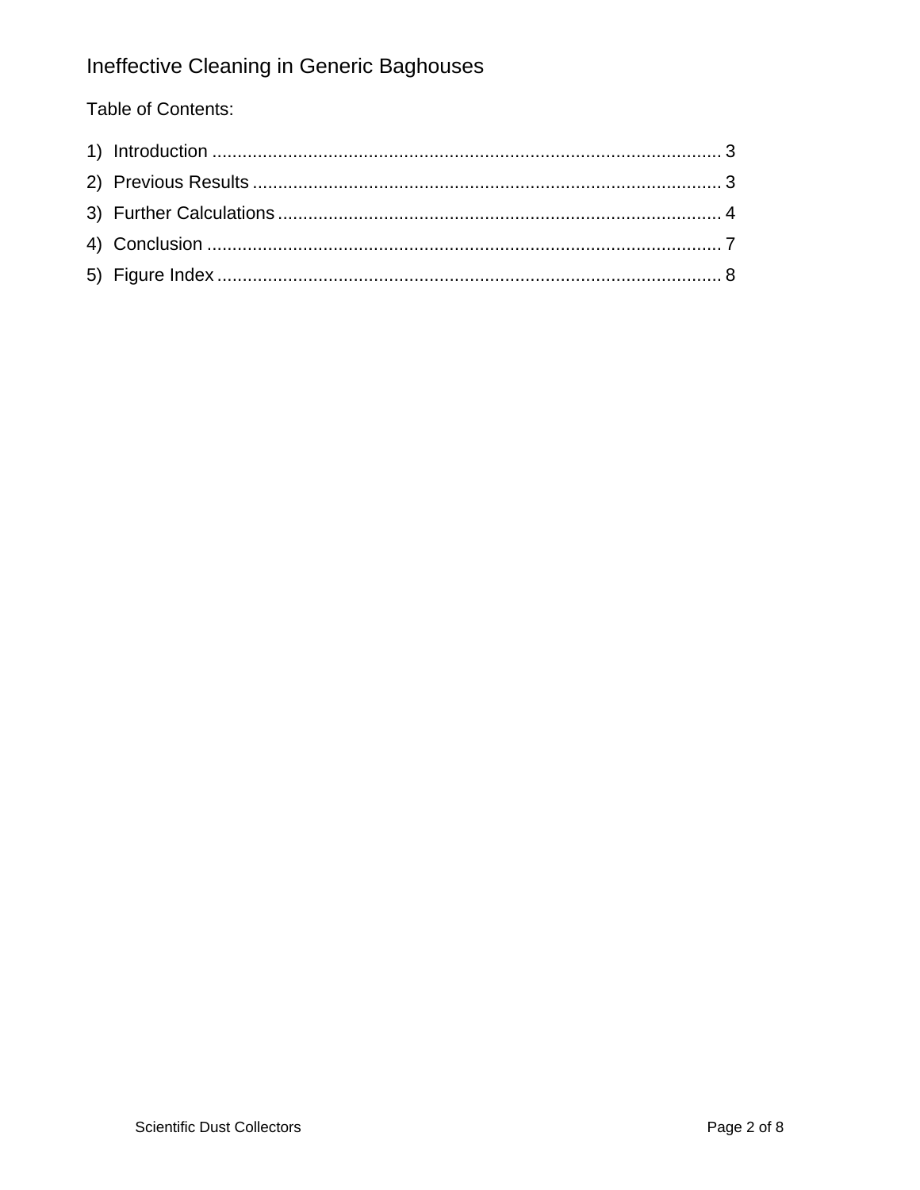# Ineffective Cleaning in Generic Baghouses

Table of Contents:

1) Introduction .......................................................................................................... 3
2) Previous Results ................................................................................................. 3
3) Further Calculations ........................................................................................... 4
4) Conclusion .......................................................................................................... 7
5) Figure Index ........................................................................................................ 8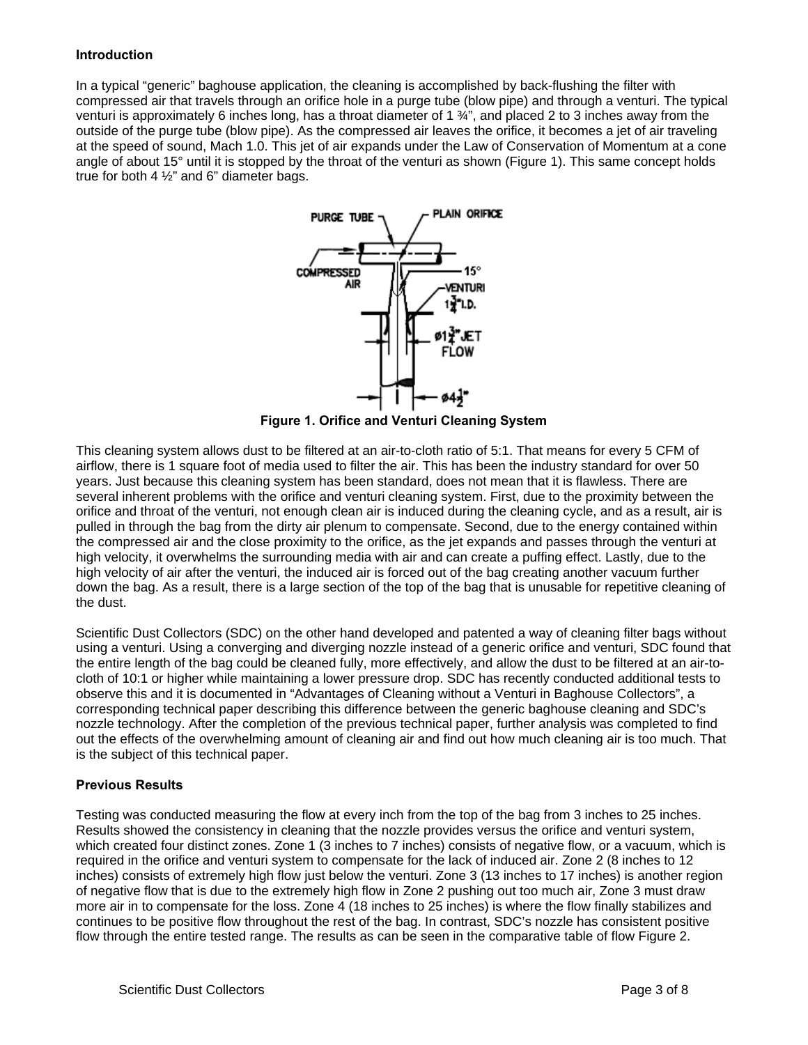### Introduction

In a typical "generic" baghouse application, the cleaning is accomplished by back-flushing the filter with compressed air that travels through an orifice hole in a purge tube (blow pipe) and through a venturi. The typical venturi is approximately 6 inches long, has a throat diameter of 1 ¾", and placed 2 to 3 inches away from the outside of the purge tube (blow pipe). As the compressed air leaves the orifice, it becomes a jet of air traveling at the speed of sound, Mach 1.0. This jet of air expands under the Law of Conservation of Momentum at a cone angle of about 15° until it is stopped by the throat of the venturi as shown (Figure 1). This same concept holds true for both 4 ½" and 6" diameter bags.

**Figure 1. Orifice and Venturi Cleaning System**

This cleaning system allows dust to be filtered at an air-to-cloth ratio of 5:1. That means for every 5 CFM of airflow, there is 1 square foot of media used to filter the air. This has been the industry standard for over 50 years. Just because this cleaning system has been standard, does not mean that it is flawless. There are several inherent problems with the orifice and venturi cleaning system. First, due to the proximity between the orifice and throat of the venturi, not enough clean air is induced during the cleaning cycle, and as a result, air is pulled in through the bag from the dirty air plenum to compensate. Second, due to the energy contained within the compressed air and the close proximity to the orifice, as the jet expands and passes through the venturi at high velocity, it overwhelms the surrounding media with air and can create a puffing effect. Lastly, due to the high velocity of air after the venturi, the induced air is forced out of the bag creating another vacuum further down the bag. As a result, there is a large section of the top of the bag that is unusable for repetitive cleaning of the dust.

Scientific Dust Collectors (SDC) on the other hand developed and patented a way of cleaning filter bags without using a venturi. Using a converging and diverging nozzle instead of a generic orifice and venturi, SDC found that the entire length of the bag could be cleaned fully, more effectively, and allow the dust to be filtered at an air-to-cloth of 10:1 or higher while maintaining a lower pressure drop. SDC has recently conducted additional tests to observe this and it is documented in "Advantages of Cleaning without a Venturi in Baghouse Collectors", a corresponding technical paper describing this difference between the generic baghouse cleaning and SDC's nozzle technology. After the completion of the previous technical paper, further analysis was completed to find out the effects of the overwhelming amount of cleaning air and find out how much cleaning air is too much. That is the subject of this technical paper.

### Previous Results

Testing was conducted measuring the flow at every inch from the top of the bag from 3 inches to 25 inches. Results showed the consistency in cleaning that the nozzle provides versus the orifice and venturi system, which created four distinct zones. Zone 1 (3 inches to 7 inches) consists of negative flow, or a vacuum, which is required in the orifice and venturi system to compensate for the lack of induced air. Zone 2 (8 inches to 12 inches) consists of extremely high flow just below the venturi. Zone 3 (13 inches to 17 inches) is another region of negative flow that is due to the extremely high flow in Zone 2 pushing out too much air, Zone 3 must draw more air in to compensate for the loss. Zone 4 (18 inches to 25 inches) is where the flow finally stabilizes and continues to be positive flow throughout the rest of the bag. In contrast, SDC's nozzle has consistent positive flow through the entire tested range. The results as can be seen in the comparative table of flow Figure 2.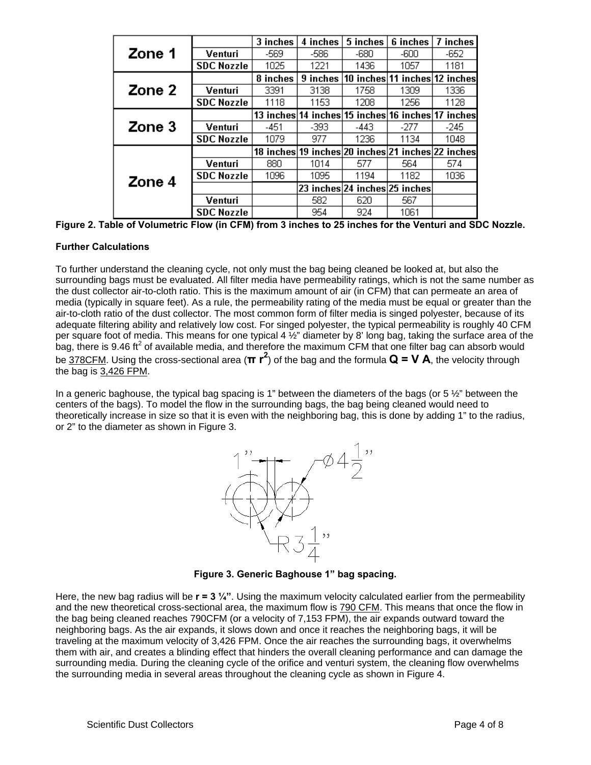| | | 3 inches | 4 inches | 5 inches | 6 inches | 7 inches |
|---|---|---|---|---|---|---|
| Zone 1 | Venturi | -569 | -586 | -680 | -600 | -652 |
| | SDC Nozzle | 1025 | 1221 | 1436 | 1057 | 1181 |
| | | 8 inches | 9 inches | 10 inches | 11 inches | 12 inches |
| Zone 2 | Venturi | 3391 | 3138 | 1758 | 1309 | 1336 |
| | SDC Nozzle | 1118 | 1153 | 1208 | 1256 | 1128 |
| | | 13 inches | 14 inches | 15 inches | 16 inches | 17 inches |
| Zone 3 | Venturi | -451 | -393 | -443 | -277 | -245 |
| | SDC Nozzle | 1079 | 977 | 1236 | 1134 | 1048 |
| | | 18 inches | 19 inches | 20 inches | 21 inches | 22 inches |
| Zone 4 | Venturi | 880 | 1014 | 577 | 564 | 574 |
| | SDC Nozzle | 1096 | 1095 | 1194 | 1182 | 1036 |
| | | | 23 inches | 24 inches | 25 inches | |
| | Venturi | | 582 | 620 | 567 | |
| | SDC Nozzle | | 954 | 924 | 1061 | |

**Figure 2. Table of Volumetric Flow (in CFM) from 3 inches to 25 inches for the Venturi and SDC Nozzle.**

**Further Calculations**

To further understand the cleaning cycle, not only must the bag being cleaned be looked at, but also the surrounding bags must be evaluated. All filter media have permeability ratings, which is not the same number as the dust collector air-to-cloth ratio. This is the maximum amount of air (in CFM) that can permeate an area of media (typically in square feet). As a rule, the permeability rating of the media must be equal or greater than the air-to-cloth ratio of the dust collector. The most common form of filter media is singed polyester, because of its adequate filtering ability and relatively low cost. For singed polyester, the typical permeability is roughly 40 CFM per square foot of media. This means for one typical 4 ½" diameter by 8' long bag, taking the surface area of the bag, there is 9.46 $ft^2$ of available media, and therefore the maximum CFM that one filter bag can absorb would be 378CFM. Using the cross-sectional area ($\pi r^2$) of the bag and the formula $Q = V A$, the velocity through the bag is 3,426 FPM.

In a generic baghouse, the typical bag spacing is 1" between the diameters of the bags (or 5 ½" between the centers of the bags). To model the flow in the surrounding bags, the bag being cleaned would need to theoretically increase in size so that it is even with the neighboring bag, this is done by adding 1" to the radius, or 2" to the diameter as shown in Figure 3.

**Figure 3. Generic Baghouse 1" bag spacing.**

Here, the new bag radius will be **r = 3 ¼"**. Using the maximum velocity calculated earlier from the permeability and the new theoretical cross-sectional area, the maximum flow is 790 CFM. This means that once the flow in the bag being cleaned reaches 790CFM (or a velocity of 7,153 FPM), the air expands outward toward the neighboring bags. As the air expands, it slows down and once it reaches the neighboring bags, it will be traveling at the maximum velocity of 3,426 FPM. Once the air reaches the surrounding bags, it overwhelms them with air, and creates a blinding effect that hinders the overall cleaning performance and can damage the surrounding media. During the cleaning cycle of the orifice and venturi system, the cleaning flow overwhelms the surrounding media in several areas throughout the cleaning cycle as shown in Figure 4.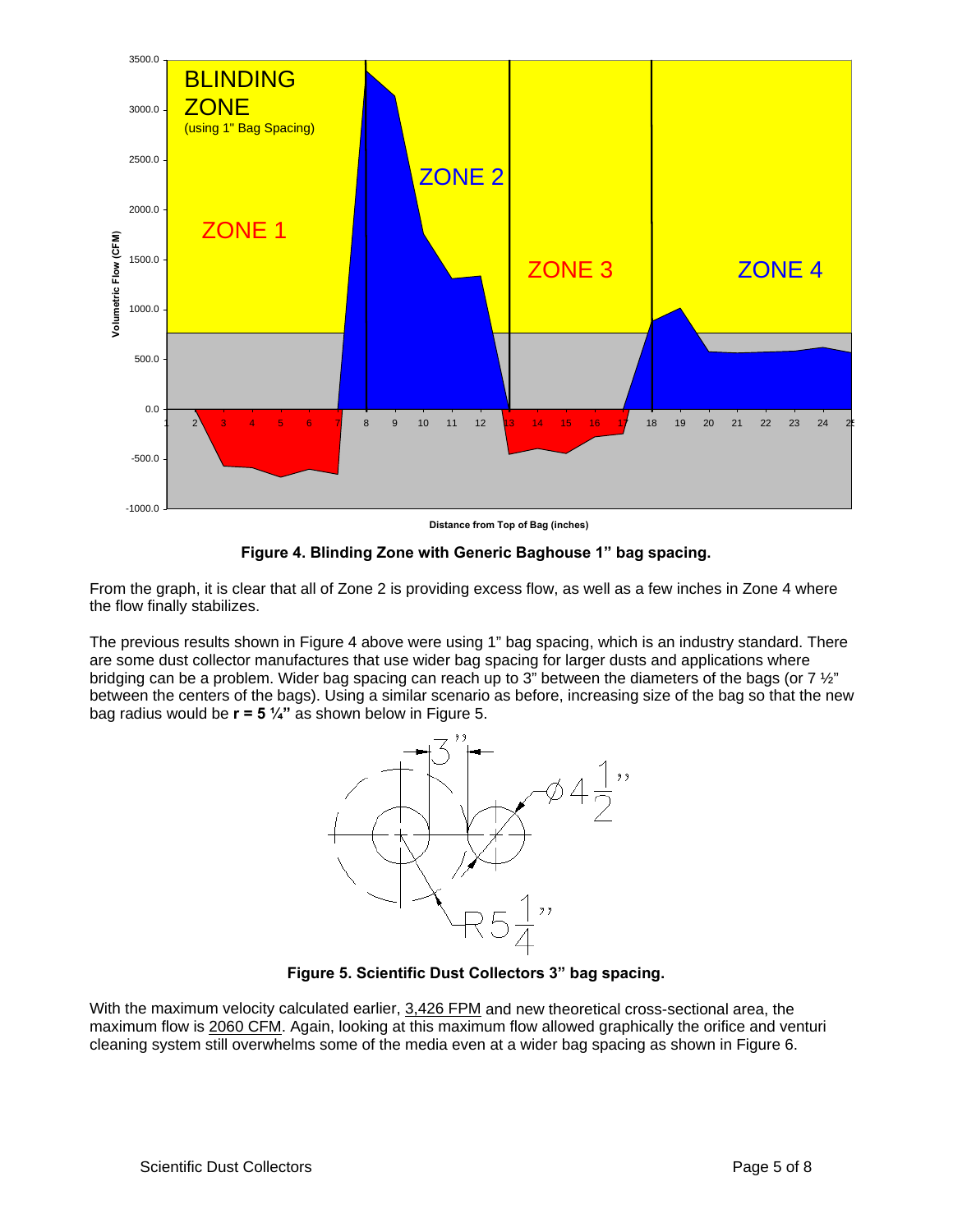**Figure 4. Blinding Zone with Generic Baghouse 1" bag spacing.**

From the graph, it is clear that all of Zone 2 is providing excess flow, as well as a few inches in Zone 4 where the flow finally stabilizes.

The previous results shown in Figure 4 above were using 1" bag spacing, which is an industry standard. There are some dust collector manufactures that use wider bag spacing for larger dusts and applications where bridging can be a problem. Wider bag spacing can reach up to 3" between the diameters of the bags (or 7 ½" between the centers of the bags). Using a similar scenario as before, increasing size of the bag so that the new bag radius would be **r = 5 ¼"** as shown below in Figure 5.

**Figure 5. Scientific Dust Collectors 3" bag spacing.**

With the maximum velocity calculated earlier, 3,426 FPM and new theoretical cross-sectional area, the maximum flow is 2060 CFM. Again, looking at this maximum flow allowed graphically the orifice and venturi cleaning system still overwhelms some of the media even at a wider bag spacing as shown in Figure 6.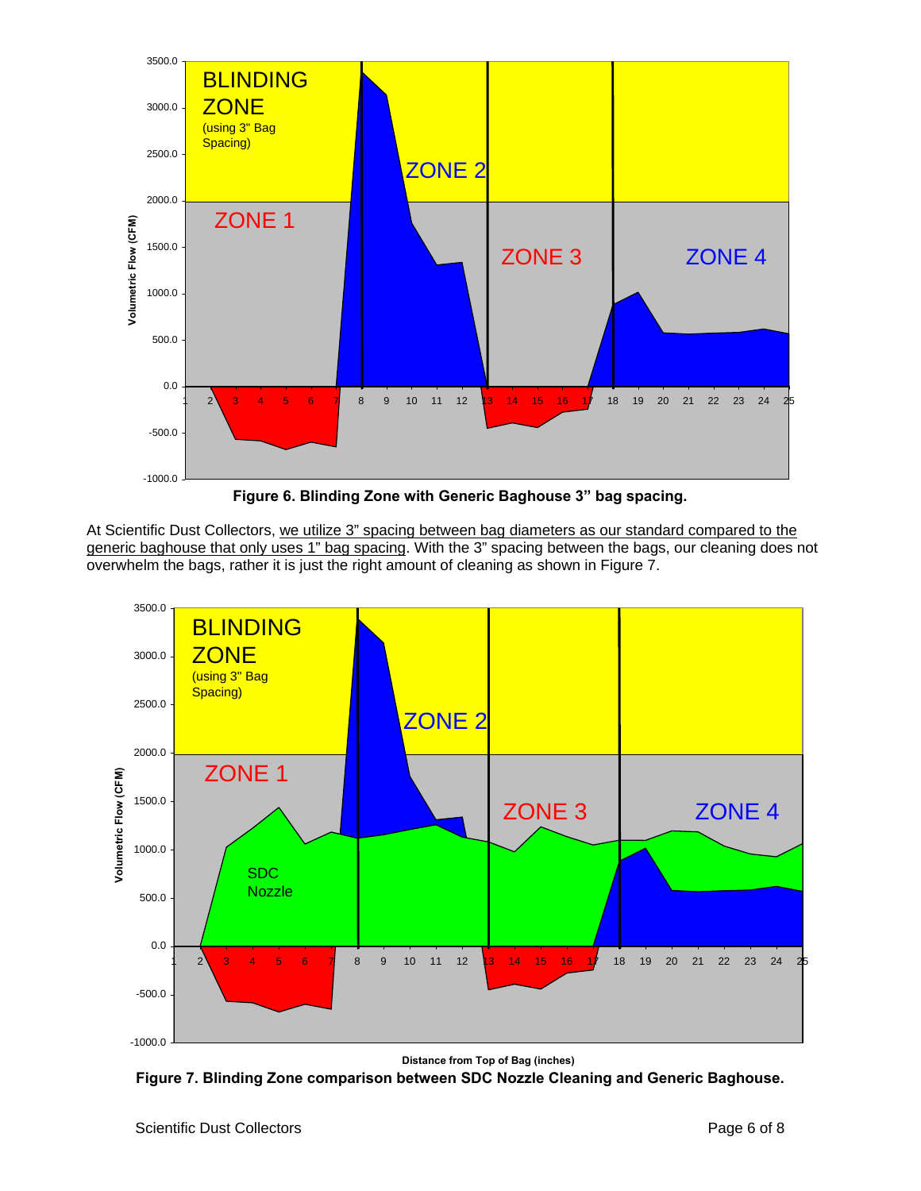**Figure 6. Blinding Zone with Generic Baghouse 3" bag spacing.**

At Scientific Dust Collectors, we utilize 3" spacing between bag diameters as our standard compared to the generic baghouse that only uses 1" bag spacing. With the 3" spacing between the bags, our cleaning does not overwhelm the bags, rather it is just the right amount of cleaning as shown in Figure 7.

**Figure 7. Blinding Zone comparison between SDC Nozzle Cleaning and Generic Baghouse.**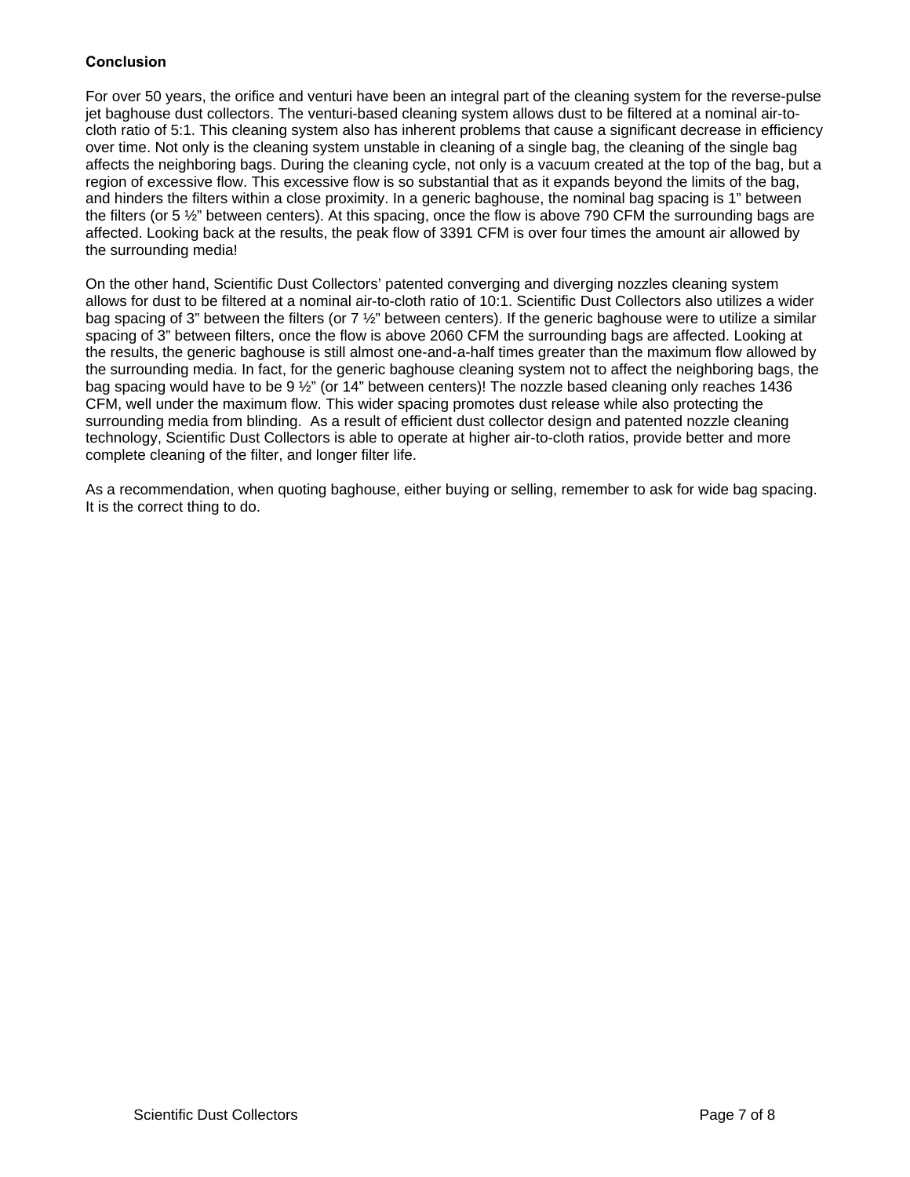**Conclusion**

For over 50 years, the orifice and venturi have been an integral part of the cleaning system for the reverse-pulse jet baghouse dust collectors. The venturi-based cleaning system allows dust to be filtered at a nominal air-to-cloth ratio of 5:1. This cleaning system also has inherent problems that cause a significant decrease in efficiency over time. Not only is the cleaning system unstable in cleaning of a single bag, the cleaning of the single bag affects the neighboring bags. During the cleaning cycle, not only is a vacuum created at the top of the bag, but a region of excessive flow. This excessive flow is so substantial that as it expands beyond the limits of the bag, and hinders the filters within a close proximity. In a generic baghouse, the nominal bag spacing is 1" between the filters (or 5 ½" between centers). At this spacing, once the flow is above 790 CFM the surrounding bags are affected. Looking back at the results, the peak flow of 3391 CFM is over four times the amount air allowed by the surrounding media!

On the other hand, Scientific Dust Collectors' patented converging and diverging nozzles cleaning system allows for dust to be filtered at a nominal air-to-cloth ratio of 10:1. Scientific Dust Collectors also utilizes a wider bag spacing of 3" between the filters (or 7 ½" between centers). If the generic baghouse were to utilize a similar spacing of 3" between filters, once the flow is above 2060 CFM the surrounding bags are affected. Looking at the results, the generic baghouse is still almost one-and-a-half times greater than the maximum flow allowed by the surrounding media. In fact, for the generic baghouse cleaning system not to affect the neighboring bags, the bag spacing would have to be 9 ½" (or 14" between centers)! The nozzle based cleaning only reaches 1436 CFM, well under the maximum flow. This wider spacing promotes dust release while also protecting the surrounding media from blinding. As a result of efficient dust collector design and patented nozzle cleaning technology, Scientific Dust Collectors is able to operate at higher air-to-cloth ratios, provide better and more complete cleaning of the filter, and longer filter life.

As a recommendation, when quoting baghouse, either buying or selling, remember to ask for wide bag spacing. It is the correct thing to do.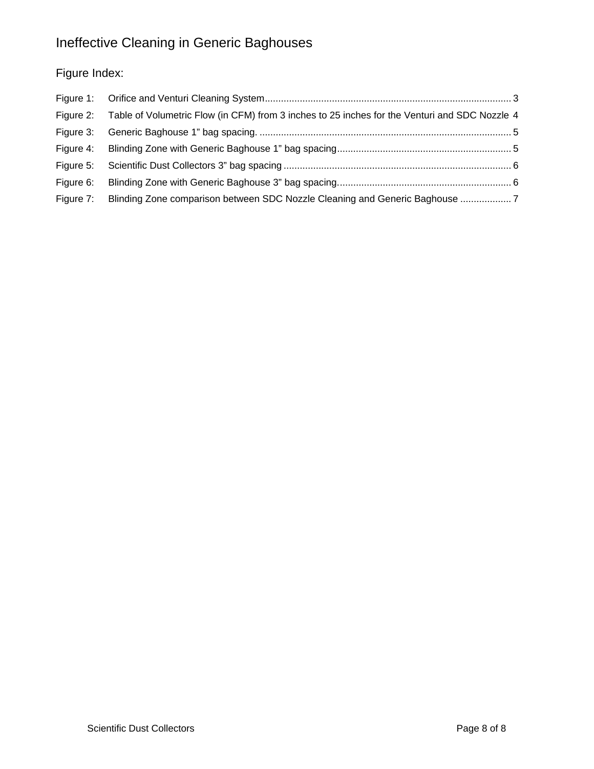# Ineffective Cleaning in Generic Baghouses

## Figure Index:

Figure 1: Orifice and Venturi Cleaning System ........................................................................................... 3

Figure 2: Table of Volumetric Flow (in CFM) from 3 inches to 25 inches for the Venturi and SDC Nozzle 4

Figure 3: Generic Baghouse 1" bag spacing. ............................................................................................. 5

Figure 4: Blinding Zone with Generic Baghouse 1" bag spacing ................................................................ 5

Figure 5: Scientific Dust Collectors 3" bag spacing .................................................................................... 6

Figure 6: Blinding Zone with Generic Baghouse 3" bag spacing. ................................................................ 6

Figure 7: Blinding Zone comparison between SDC Nozzle Cleaning and Generic Baghouse ................... 7